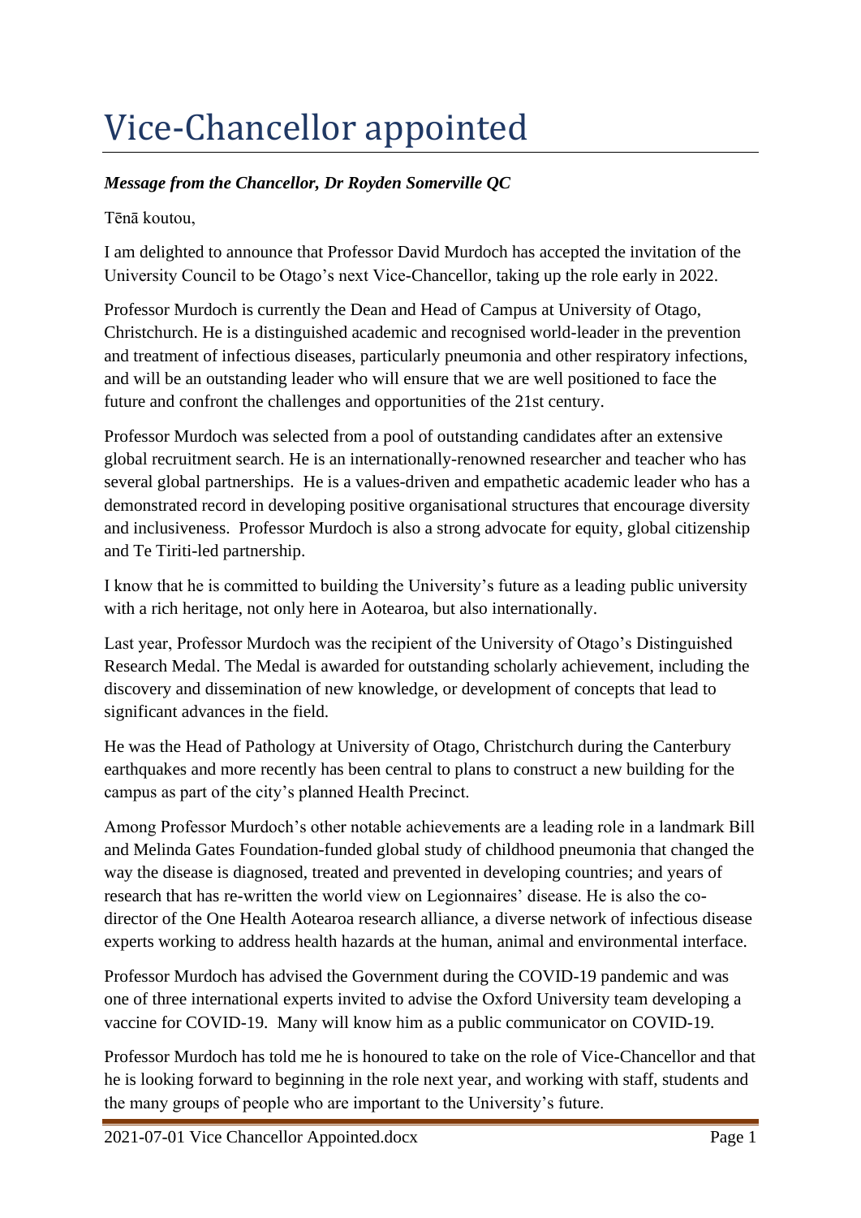# Vice-Chancellor appointed

***Message from the Chancellor, Dr Royden Somerville QC***

Tēnā koutou,

I am delighted to announce that Professor David Murdoch has accepted the invitation of the University Council to be Otago's next Vice-Chancellor, taking up the role early in 2022.

Professor Murdoch is currently the Dean and Head of Campus at University of Otago, Christchurch. He is a distinguished academic and recognised world-leader in the prevention and treatment of infectious diseases, particularly pneumonia and other respiratory infections, and will be an outstanding leader who will ensure that we are well positioned to face the future and confront the challenges and opportunities of the 21st century.

Professor Murdoch was selected from a pool of outstanding candidates after an extensive global recruitment search. He is an internationally-renowned researcher and teacher who has several global partnerships. He is a values-driven and empathetic academic leader who has a demonstrated record in developing positive organisational structures that encourage diversity and inclusiveness. Professor Murdoch is also a strong advocate for equity, global citizenship and Te Tiriti-led partnership.

I know that he is committed to building the University's future as a leading public university with a rich heritage, not only here in Aotearoa, but also internationally.

Last year, Professor Murdoch was the recipient of the University of Otago's Distinguished Research Medal. The Medal is awarded for outstanding scholarly achievement, including the discovery and dissemination of new knowledge, or development of concepts that lead to significant advances in the field.

He was the Head of Pathology at University of Otago, Christchurch during the Canterbury earthquakes and more recently has been central to plans to construct a new building for the campus as part of the city's planned Health Precinct.

Among Professor Murdoch's other notable achievements are a leading role in a landmark Bill and Melinda Gates Foundation-funded global study of childhood pneumonia that changed the way the disease is diagnosed, treated and prevented in developing countries; and years of research that has re-written the world view on Legionnaires' disease. He is also the co-director of the One Health Aotearoa research alliance, a diverse network of infectious disease experts working to address health hazards at the human, animal and environmental interface.

Professor Murdoch has advised the Government during the COVID-19 pandemic and was one of three international experts invited to advise the Oxford University team developing a vaccine for COVID-19. Many will know him as a public communicator on COVID-19.

Professor Murdoch has told me he is honoured to take on the role of Vice-Chancellor and that he is looking forward to beginning in the role next year, and working with staff, students and the many groups of people who are important to the University's future.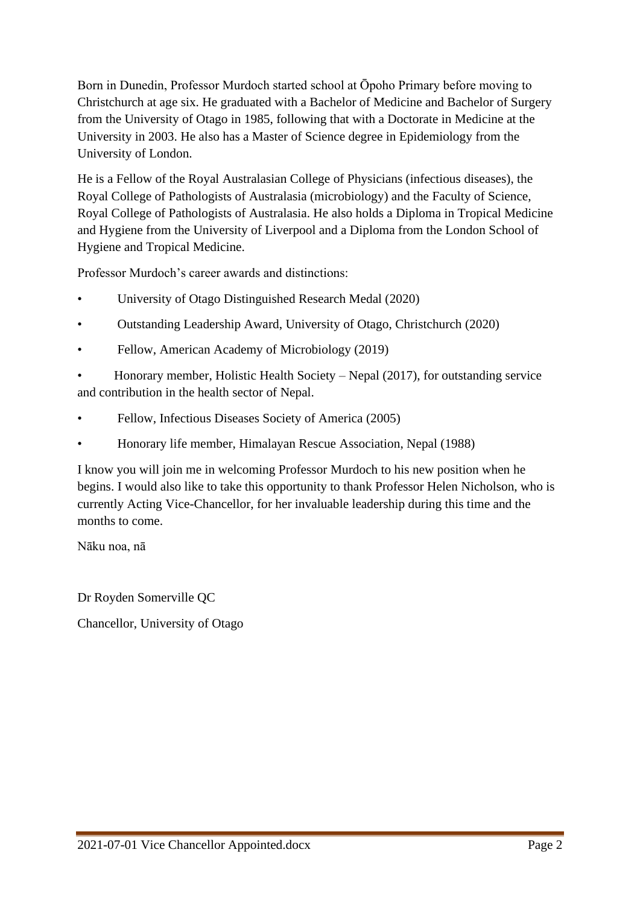Born in Dunedin, Professor Murdoch started school at Ōpoho Primary before moving to Christchurch at age six. He graduated with a Bachelor of Medicine and Bachelor of Surgery from the University of Otago in 1985, following that with a Doctorate in Medicine at the University in 2003. He also has a Master of Science degree in Epidemiology from the University of London.

He is a Fellow of the Royal Australasian College of Physicians (infectious diseases), the Royal College of Pathologists of Australasia (microbiology) and the Faculty of Science, Royal College of Pathologists of Australasia. He also holds a Diploma in Tropical Medicine and Hygiene from the University of Liverpool and a Diploma from the London School of Hygiene and Tropical Medicine.

Professor Murdoch's career awards and distinctions:

- University of Otago Distinguished Research Medal (2020)
- Outstanding Leadership Award, University of Otago, Christchurch (2020)
- Fellow, American Academy of Microbiology (2019)
- Honorary member, Holistic Health Society – Nepal (2017), for outstanding service and contribution in the health sector of Nepal.
- Fellow, Infectious Diseases Society of America (2005)
- Honorary life member, Himalayan Rescue Association, Nepal (1988)

I know you will join me in welcoming Professor Murdoch to his new position when he begins. I would also like to take this opportunity to thank Professor Helen Nicholson, who is currently Acting Vice-Chancellor, for her invaluable leadership during this time and the months to come.

Nāku noa, nā

Dr Royden Somerville QC

Chancellor, University of Otago